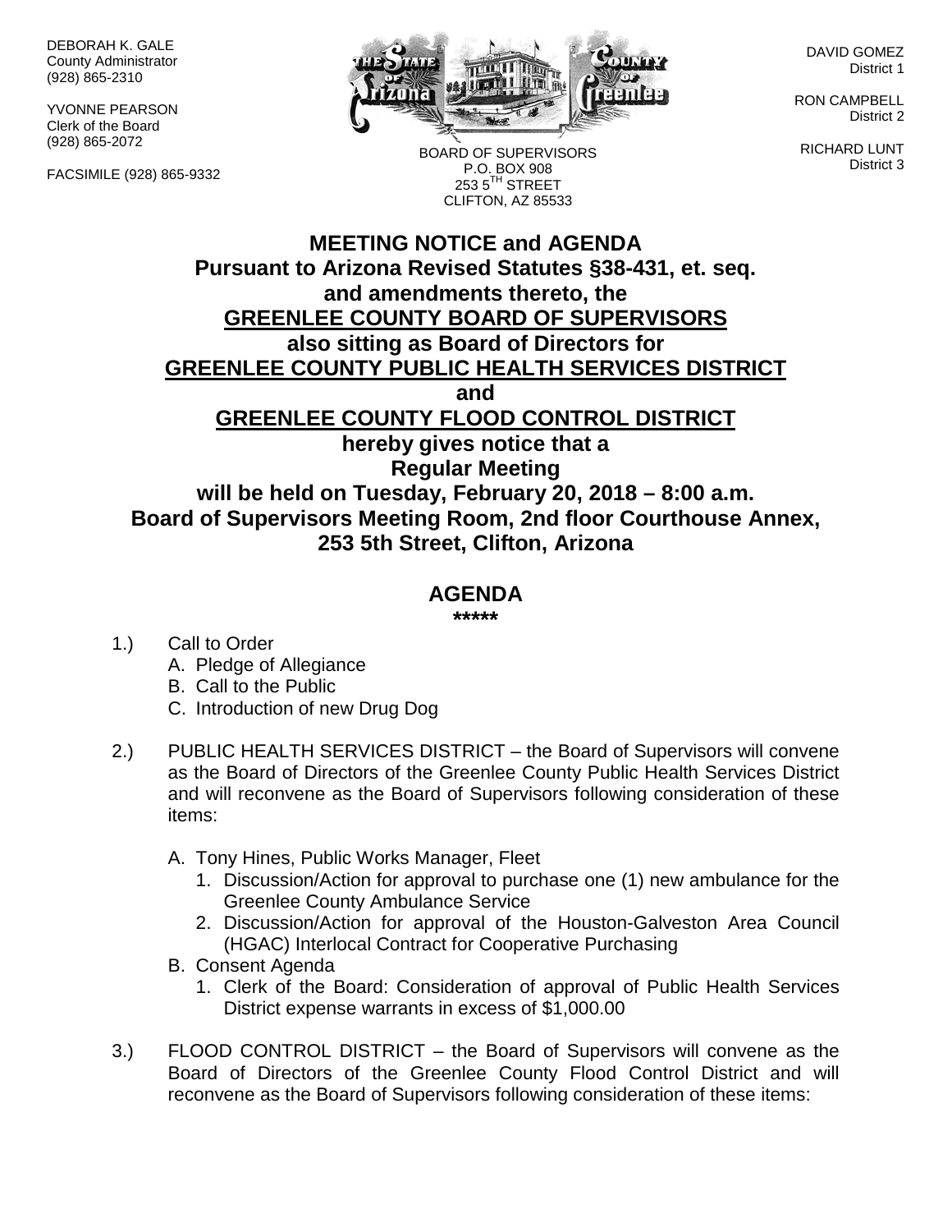DEBORAH K. GALE
County Administrator
(928) 865-2310

YVONNE PEARSON
Clerk of the Board
(928) 865-2072

FACSIMILE (928) 865-9332

BOARD OF SUPERVISORS
P.O. BOX 908
253 5TH STREET
CLIFTON, AZ 85533

DAVID GOMEZ
District 1

RON CAMPBELL
District 2

RICHARD LUNT
District 3

# MEETING NOTICE and AGENDA

**Pursuant to Arizona Revised Statutes §38-431, et. seq.**
**and amendments thereto, the**
**GREENLEE COUNTY BOARD OF SUPERVISORS**
**also sitting as Board of Directors for**
**GREENLEE COUNTY PUBLIC HEALTH SERVICES DISTRICT**
**and**
**GREENLEE COUNTY FLOOD CONTROL DISTRICT**
**hereby gives notice that a**
**Regular Meeting**
**will be held on Tuesday, February 20, 2018 – 8:00 a.m.**
**Board of Supervisors Meeting Room, 2nd floor Courthouse Annex,**
**253 5th Street, Clifton, Arizona**

## AGENDA

*****

1.) Call to Order
   - A. Pledge of Allegiance
   - B. Call to the Public
   - C. Introduction of new Drug Dog

2.) PUBLIC HEALTH SERVICES DISTRICT – the Board of Supervisors will convene as the Board of Directors of the Greenlee County Public Health Services District and will reconvene as the Board of Supervisors following consideration of these items:

   - A. Tony Hines, Public Works Manager, Fleet
     1. Discussion/Action for approval to purchase one (1) new ambulance for the Greenlee County Ambulance Service
     2. Discussion/Action for approval of the Houston-Galveston Area Council (HGAC) Interlocal Contract for Cooperative Purchasing
   - B. Consent Agenda
     1. Clerk of the Board: Consideration of approval of Public Health Services District expense warrants in excess of $1,000.00

3.) FLOOD CONTROL DISTRICT – the Board of Supervisors will convene as the Board of Directors of the Greenlee County Flood Control District and will reconvene as the Board of Supervisors following consideration of these items: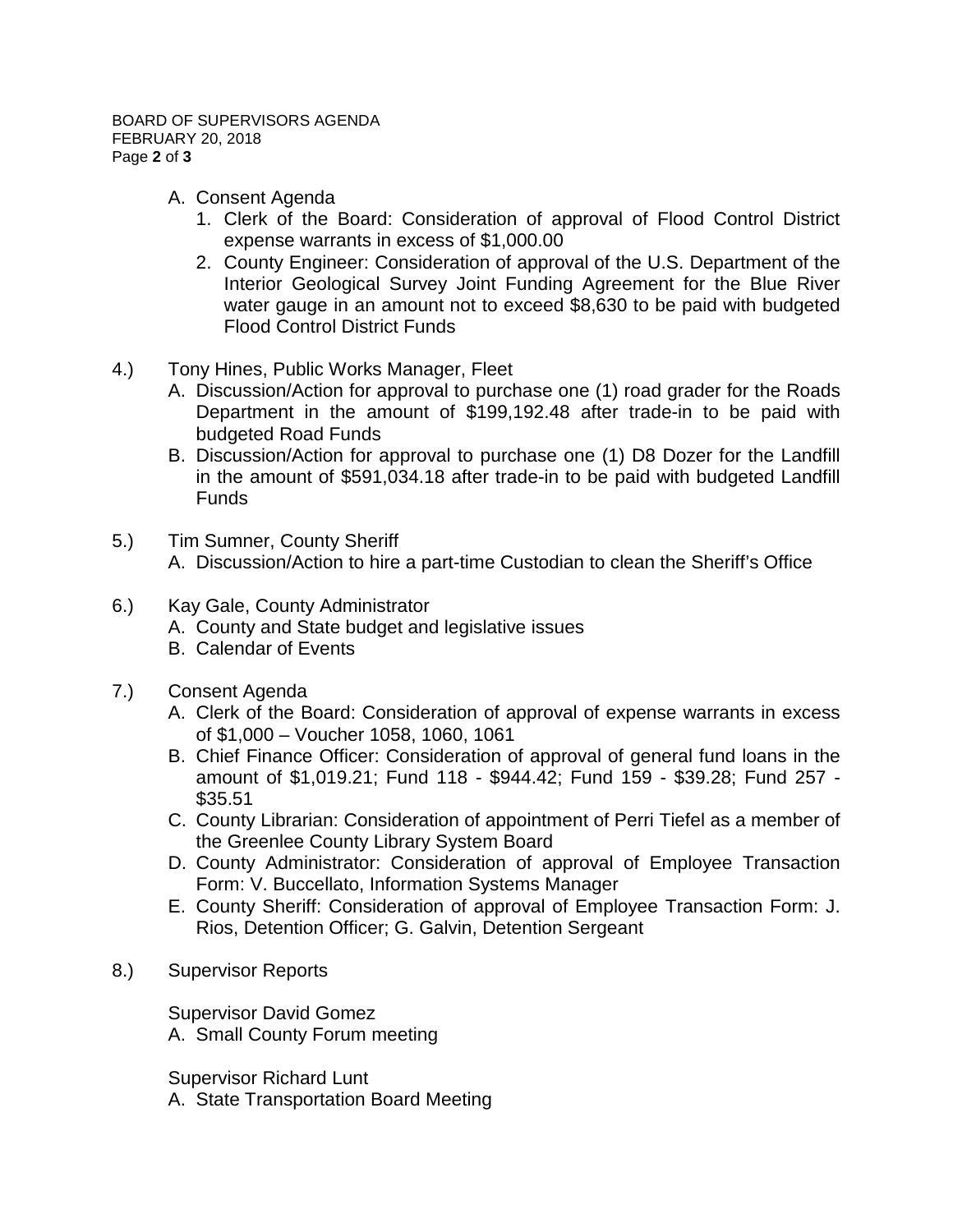A. Consent Agenda
   1. Clerk of the Board: Consideration of approval of Flood Control District expense warrants in excess of $1,000.00
   2. County Engineer: Consideration of approval of the U.S. Department of the Interior Geological Survey Joint Funding Agreement for the Blue River water gauge in an amount not to exceed $8,630 to be paid with budgeted Flood Control District Funds

4.) Tony Hines, Public Works Manager, Fleet
   A. Discussion/Action for approval to purchase one (1) road grader for the Roads Department in the amount of $199,192.48 after trade-in to be paid with budgeted Road Funds
   B. Discussion/Action for approval to purchase one (1) D8 Dozer for the Landfill in the amount of $591,034.18 after trade-in to be paid with budgeted Landfill Funds

5.) Tim Sumner, County Sheriff
   A. Discussion/Action to hire a part-time Custodian to clean the Sheriff's Office

6.) Kay Gale, County Administrator
   A. County and State budget and legislative issues
   B. Calendar of Events

7.) Consent Agenda
   A. Clerk of the Board: Consideration of approval of expense warrants in excess of $1,000 – Voucher 1058, 1060, 1061
   B. Chief Finance Officer: Consideration of approval of general fund loans in the amount of $1,019.21; Fund 118 - $944.42; Fund 159 - $39.28; Fund 257 - $35.51
   C. County Librarian: Consideration of appointment of Perri Tiefel as a member of the Greenlee County Library System Board
   D. County Administrator: Consideration of approval of Employee Transaction Form: V. Buccellato, Information Systems Manager
   E. County Sheriff: Consideration of approval of Employee Transaction Form: J. Rios, Detention Officer; G. Galvin, Detention Sergeant

8.) Supervisor Reports

   Supervisor David Gomez
   A. Small County Forum meeting

   Supervisor Richard Lunt
   A. State Transportation Board Meeting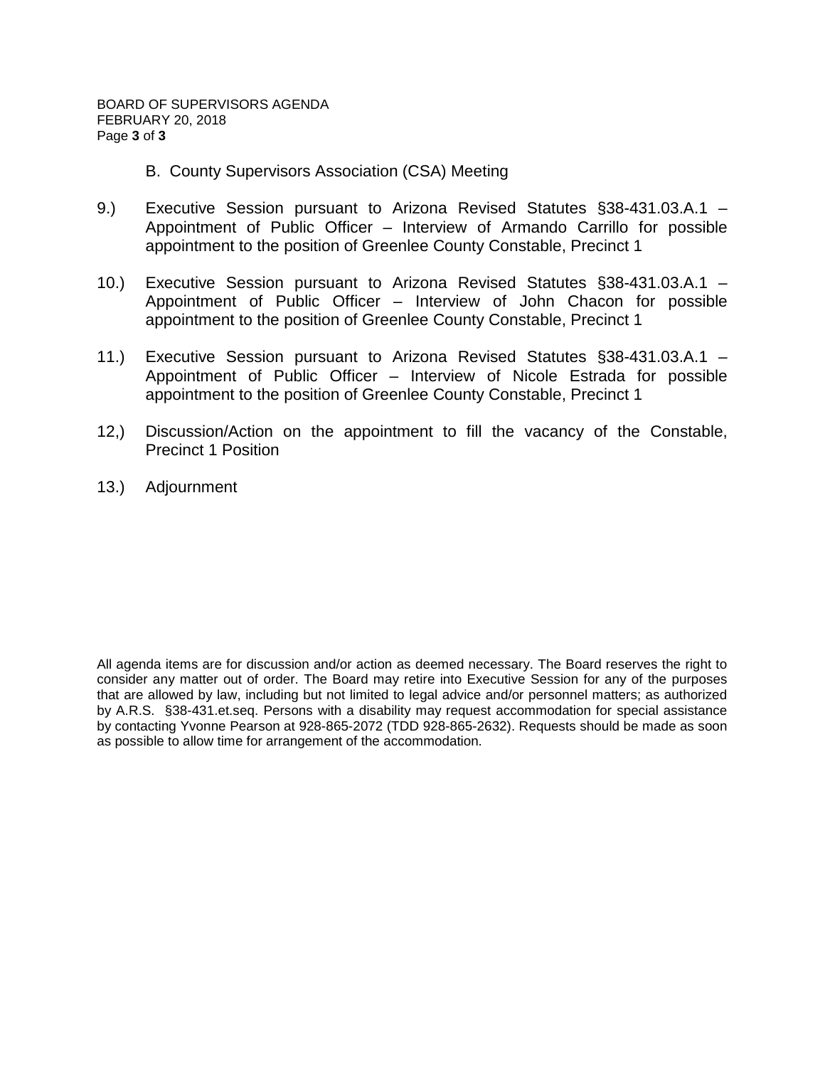B. County Supervisors Association (CSA) Meeting

9.) Executive Session pursuant to Arizona Revised Statutes §38-431.03.A.1 – Appointment of Public Officer – Interview of Armando Carrillo for possible appointment to the position of Greenlee County Constable, Precinct 1

10.) Executive Session pursuant to Arizona Revised Statutes §38-431.03.A.1 – Appointment of Public Officer – Interview of John Chacon for possible appointment to the position of Greenlee County Constable, Precinct 1

11.) Executive Session pursuant to Arizona Revised Statutes §38-431.03.A.1 – Appointment of Public Officer – Interview of Nicole Estrada for possible appointment to the position of Greenlee County Constable, Precinct 1

12,) Discussion/Action on the appointment to fill the vacancy of the Constable, Precinct 1 Position

13.) Adjournment

All agenda items are for discussion and/or action as deemed necessary. The Board reserves the right to consider any matter out of order. The Board may retire into Executive Session for any of the purposes that are allowed by law, including but not limited to legal advice and/or personnel matters; as authorized by A.R.S. §38-431.et.seq. Persons with a disability may request accommodation for special assistance by contacting Yvonne Pearson at 928-865-2072 (TDD 928-865-2632). Requests should be made as soon as possible to allow time for arrangement of the accommodation.